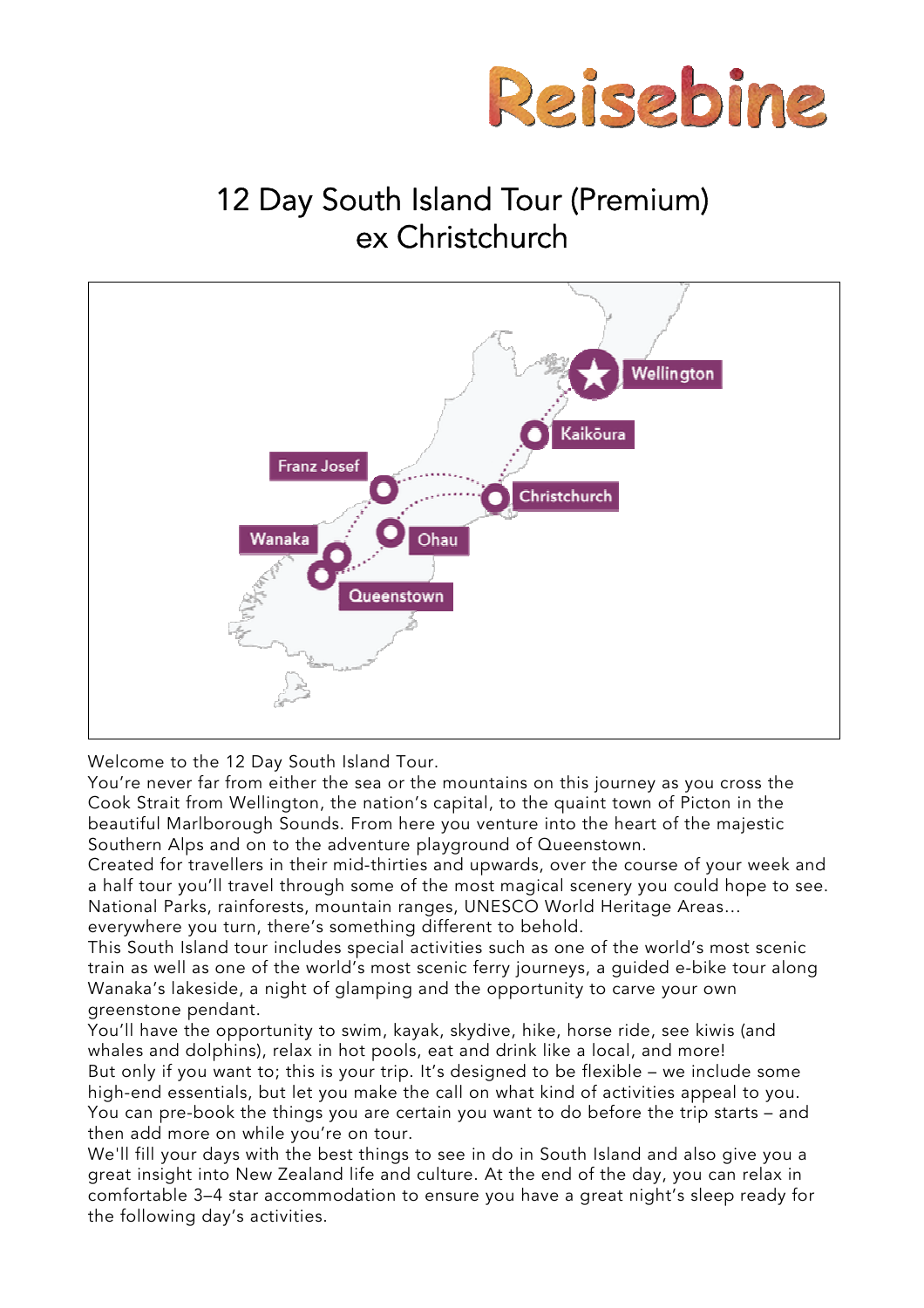# 12 Day South Island Tour (Premium) ex Christchurch

Welcome to the 12 Day South Island Tour.
You're never far from either the sea or the mountains on this journey as you cross the Cook Strait from Wellington, the nation's capital, to the quaint town of Picton in the beautiful Marlborough Sounds. From here you venture into the heart of the majestic Southern Alps and on to the adventure playground of Queenstown.
Created for travellers in their mid-thirties and upwards, over the course of your week and a half tour you'll travel through some of the most magical scenery you could hope to see. National Parks, rainforests, mountain ranges, UNESCO World Heritage Areas... everywhere you turn, there's something different to behold.
This South Island tour includes special activities such as one of the world's most scenic train as well as one of the world's most scenic ferry journeys, a guided e-bike tour along Wanaka's lakeside, a night of glamping and the opportunity to carve your own greenstone pendant.
You'll have the opportunity to swim, kayak, skydive, hike, horse ride, see kiwis (and whales and dolphins), relax in hot pools, eat and drink like a local, and more!
But only if you want to; this is your trip. It's designed to be flexible – we include some high-end essentials, but let you make the call on what kind of activities appeal to you. You can pre-book the things you are certain you want to do before the trip starts – and then add more on while you're on tour.
We'll fill your days with the best things to see in do in South Island and also give you a great insight into New Zealand life and culture. At the end of the day, you can relax in comfortable 3–4 star accommodation to ensure you have a great night's sleep ready for the following day's activities.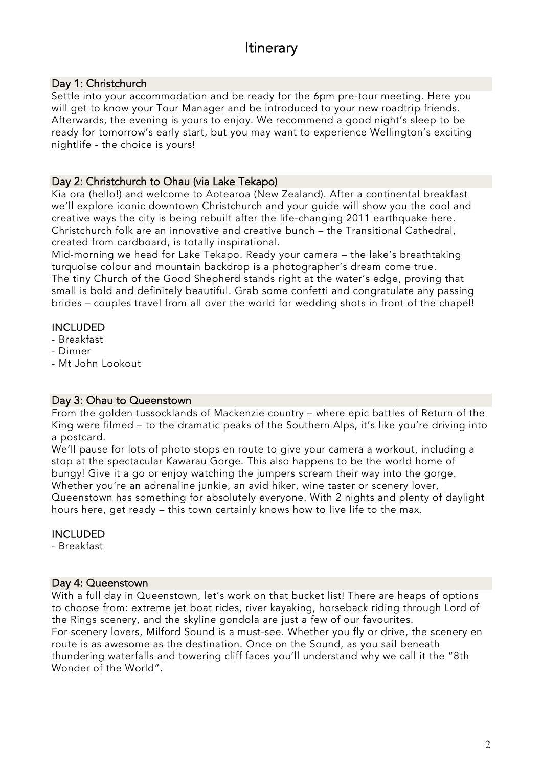# Itinerary

## Day 1: Christchurch

Settle into your accommodation and be ready for the 6pm pre-tour meeting. Here you will get to know your Tour Manager and be introduced to your new roadtrip friends. Afterwards, the evening is yours to enjoy. We recommend a good night's sleep to be ready for tomorrow's early start, but you may want to experience Wellington's exciting nightlife - the choice is yours!

## Day 2: Christchurch to Ohau (via Lake Tekapo)

Kia ora (hello!) and welcome to Aotearoa (New Zealand). After a continental breakfast we'll explore iconic downtown Christchurch and your guide will show you the cool and creative ways the city is being rebuilt after the life-changing 2011 earthquake here. Christchurch folk are an innovative and creative bunch – the Transitional Cathedral, created from cardboard, is totally inspirational.
Mid-morning we head for Lake Tekapo. Ready your camera – the lake's breathtaking turquoise colour and mountain backdrop is a photographer's dream come true.
The tiny Church of the Good Shepherd stands right at the water's edge, proving that small is bold and definitely beautiful. Grab some confetti and congratulate any passing brides – couples travel from all over the world for wedding shots in front of the chapel!

INCLUDED

- Breakfast
- Dinner
- Mt John Lookout

## Day 3: Ohau to Queenstown

From the golden tussocklands of Mackenzie country – where epic battles of Return of the King were filmed – to the dramatic peaks of the Southern Alps, it's like you're driving into a postcard.
We'll pause for lots of photo stops en route to give your camera a workout, including a stop at the spectacular Kawarau Gorge. This also happens to be the world home of bungy! Give it a go or enjoy watching the jumpers scream their way into the gorge.
Whether you're an adrenaline junkie, an avid hiker, wine taster or scenery lover, Queenstown has something for absolutely everyone. With 2 nights and plenty of daylight hours here, get ready – this town certainly knows how to live life to the max.

INCLUDED

- Breakfast

## Day 4: Queenstown

With a full day in Queenstown, let's work on that bucket list! There are heaps of options to choose from: extreme jet boat rides, river kayaking, horseback riding through Lord of the Rings scenery, and the skyline gondola are just a few of our favourites.
For scenery lovers, Milford Sound is a must-see. Whether you fly or drive, the scenery en route is as awesome as the destination. Once on the Sound, as you sail beneath thundering waterfalls and towering cliff faces you'll understand why we call it the "8th Wonder of the World".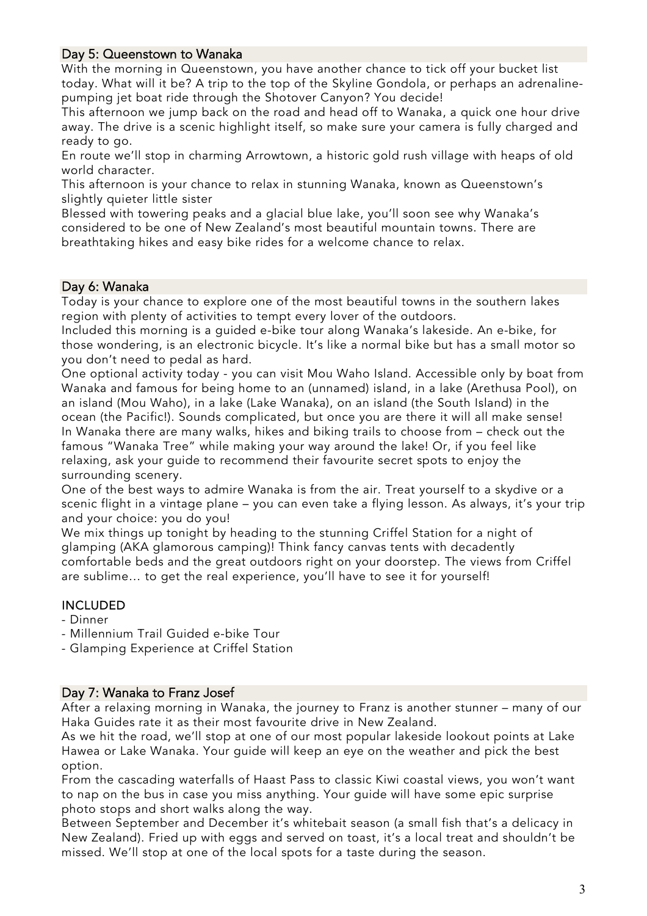## Day 5: Queenstown to Wanaka

With the morning in Queenstown, you have another chance to tick off your bucket list today. What will it be? A trip to the top of the Skyline Gondola, or perhaps an adrenaline-pumping jet boat ride through the Shotover Canyon? You decide!

This afternoon we jump back on the road and head off to Wanaka, a quick one hour drive away. The drive is a scenic highlight itself, so make sure your camera is fully charged and ready to go.

En route we'll stop in charming Arrowtown, a historic gold rush village with heaps of old world character.

This afternoon is your chance to relax in stunning Wanaka, known as Queenstown's slightly quieter little sister

Blessed with towering peaks and a glacial blue lake, you'll soon see why Wanaka's considered to be one of New Zealand's most beautiful mountain towns. There are breathtaking hikes and easy bike rides for a welcome chance to relax.

## Day 6: Wanaka

Today is your chance to explore one of the most beautiful towns in the southern lakes region with plenty of activities to tempt every lover of the outdoors.

Included this morning is a guided e-bike tour along Wanaka's lakeside. An e-bike, for those wondering, is an electronic bicycle. It's like a normal bike but has a small motor so you don't need to pedal as hard.

One optional activity today - you can visit Mou Waho Island. Accessible only by boat from Wanaka and famous for being home to an (unnamed) island, in a lake (Arethusa Pool), on an island (Mou Waho), in a lake (Lake Wanaka), on an island (the South Island) in the ocean (the Pacific!). Sounds complicated, but once you are there it will all make sense!

In Wanaka there are many walks, hikes and biking trails to choose from – check out the famous "Wanaka Tree" while making your way around the lake! Or, if you feel like relaxing, ask your guide to recommend their favourite secret spots to enjoy the surrounding scenery.

One of the best ways to admire Wanaka is from the air. Treat yourself to a skydive or a scenic flight in a vintage plane – you can even take a flying lesson. As always, it's your trip and your choice: you do you!

We mix things up tonight by heading to the stunning Criffel Station for a night of glamping (AKA glamorous camping)! Think fancy canvas tents with decadently comfortable beds and the great outdoors right on your doorstep. The views from Criffel are sublime… to get the real experience, you'll have to see it for yourself!

### INCLUDED

- Dinner
- Millennium Trail Guided e-bike Tour
- Glamping Experience at Criffel Station

## Day 7: Wanaka to Franz Josef

After a relaxing morning in Wanaka, the journey to Franz is another stunner – many of our Haka Guides rate it as their most favourite drive in New Zealand.

As we hit the road, we'll stop at one of our most popular lakeside lookout points at Lake Hawea or Lake Wanaka. Your guide will keep an eye on the weather and pick the best option.

From the cascading waterfalls of Haast Pass to classic Kiwi coastal views, you won't want to nap on the bus in case you miss anything. Your guide will have some epic surprise photo stops and short walks along the way.

Between September and December it's whitebait season (a small fish that's a delicacy in New Zealand). Fried up with eggs and served on toast, it's a local treat and shouldn't be missed. We'll stop at one of the local spots for a taste during the season.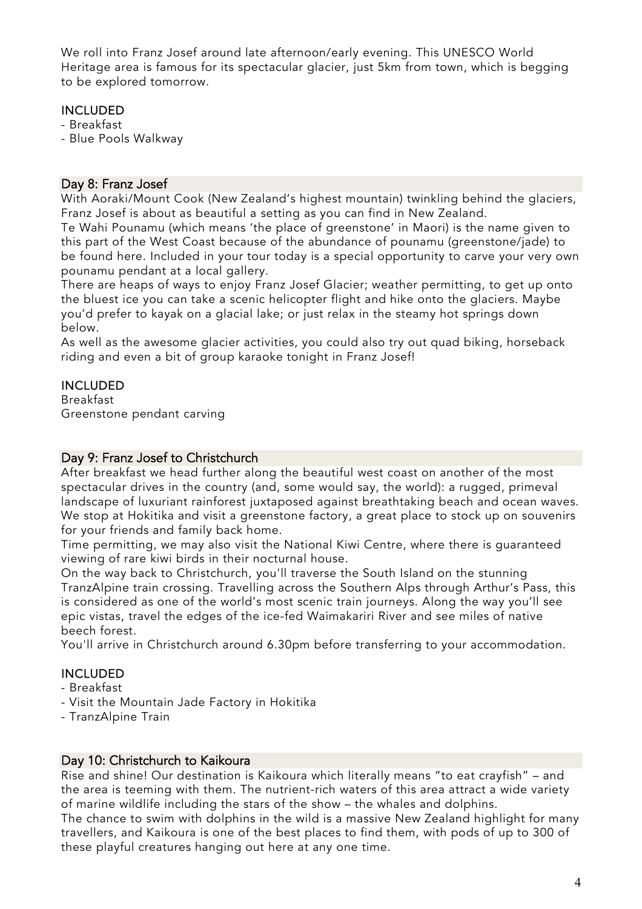We roll into Franz Josef around late afternoon/early evening. This UNESCO World Heritage area is famous for its spectacular glacier, just 5km from town, which is begging to be explored tomorrow.

INCLUDED

- Breakfast
- Blue Pools Walkway

## Day 8: Franz Josef

With Aoraki/Mount Cook (New Zealand's highest mountain) twinkling behind the glaciers, Franz Josef is about as beautiful a setting as you can find in New Zealand.

Te Wahi Pounamu (which means 'the place of greenstone' in Maori) is the name given to this part of the West Coast because of the abundance of pounamu (greenstone/jade) to be found here. Included in your tour today is a special opportunity to carve your very own pounamu pendant at a local gallery.

There are heaps of ways to enjoy Franz Josef Glacier; weather permitting, to get up onto the bluest ice you can take a scenic helicopter flight and hike onto the glaciers. Maybe you'd prefer to kayak on a glacial lake; or just relax in the steamy hot springs down below.

As well as the awesome glacier activities, you could also try out quad biking, horseback riding and even a bit of group karaoke tonight in Franz Josef!

INCLUDED

Breakfast

Greenstone pendant carving

## Day 9: Franz Josef to Christchurch

After breakfast we head further along the beautiful west coast on another of the most spectacular drives in the country (and, some would say, the world): a rugged, primeval landscape of luxuriant rainforest juxtaposed against breathtaking beach and ocean waves. We stop at Hokitika and visit a greenstone factory, a great place to stock up on souvenirs for your friends and family back home.

Time permitting, we may also visit the National Kiwi Centre, where there is guaranteed viewing of rare kiwi birds in their nocturnal house.

On the way back to Christchurch, you'll traverse the South Island on the stunning TranzAlpine train crossing. Travelling across the Southern Alps through Arthur's Pass, this is considered as one of the world's most scenic train journeys. Along the way you'll see epic vistas, travel the edges of the ice-fed Waimakariri River and see miles of native beech forest.

You'll arrive in Christchurch around 6.30pm before transferring to your accommodation.

INCLUDED

- Breakfast
- Visit the Mountain Jade Factory in Hokitika
- TranzAlpine Train

## Day 10: Christchurch to Kaikoura

Rise and shine! Our destination is Kaikoura which literally means "to eat crayfish" – and the area is teeming with them. The nutrient-rich waters of this area attract a wide variety of marine wildlife including the stars of the show – the whales and dolphins.

The chance to swim with dolphins in the wild is a massive New Zealand highlight for many travellers, and Kaikoura is one of the best places to find them, with pods of up to 300 of these playful creatures hanging out here at any one time.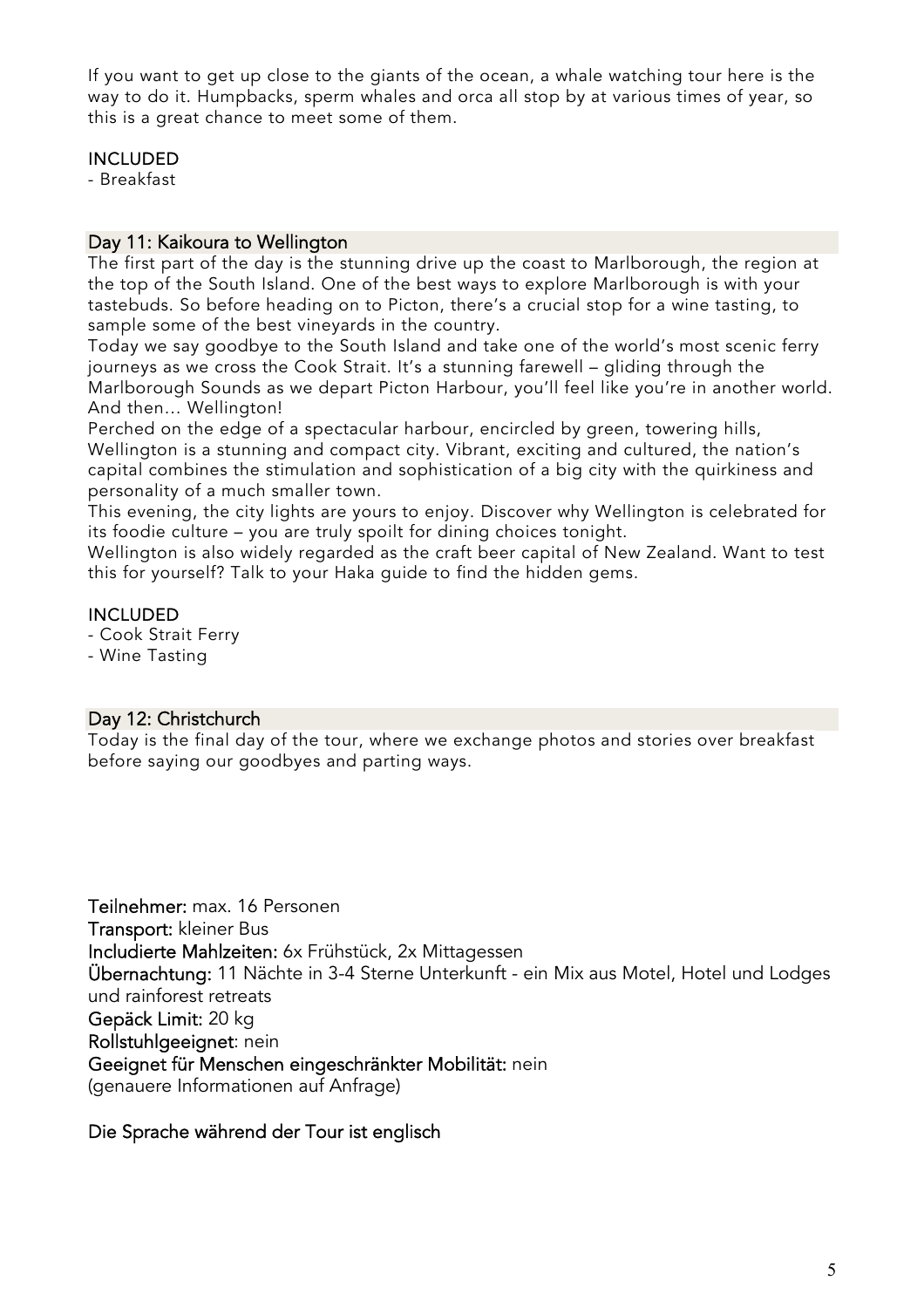If you want to get up close to the giants of the ocean, a whale watching tour here is the way to do it. Humpbacks, sperm whales and orca all stop by at various times of year, so this is a great chance to meet some of them.

INCLUDED
- Breakfast

## Day 11: Kaikoura to Wellington

The first part of the day is the stunning drive up the coast to Marlborough, the region at the top of the South Island. One of the best ways to explore Marlborough is with your tastebuds. So before heading on to Picton, there's a crucial stop for a wine tasting, to sample some of the best vineyards in the country.
Today we say goodbye to the South Island and take one of the world's most scenic ferry journeys as we cross the Cook Strait. It's a stunning farewell – gliding through the Marlborough Sounds as we depart Picton Harbour, you'll feel like you're in another world. And then… Wellington!
Perched on the edge of a spectacular harbour, encircled by green, towering hills, Wellington is a stunning and compact city. Vibrant, exciting and cultured, the nation's capital combines the stimulation and sophistication of a big city with the quirkiness and personality of a much smaller town.
This evening, the city lights are yours to enjoy. Discover why Wellington is celebrated for its foodie culture – you are truly spoilt for dining choices tonight.
Wellington is also widely regarded as the craft beer capital of New Zealand. Want to test this for yourself? Talk to your Haka guide to find the hidden gems.

INCLUDED
- Cook Strait Ferry
- Wine Tasting

## Day 12: Christchurch

Today is the final day of the tour, where we exchange photos and stories over breakfast before saying our goodbyes and parting ways.

**Teilnehmer:** max. 16 Personen
**Transport:** kleiner Bus
**Includierte Mahlzeiten:** 6x Frühstück, 2x Mittagessen
**Übernachtung:** 11 Nächte in 3-4 Sterne Unterkunft - ein Mix aus Motel, Hotel und Lodges und rainforest retreats
**Gepäck Limit:** 20 kg
**Rollstuhlgeeignet**: nein
**Geeignet für Menschen eingeschränkter Mobilität:** nein
(genauere Informationen auf Anfrage)

**Die Sprache während der Tour ist englisch**